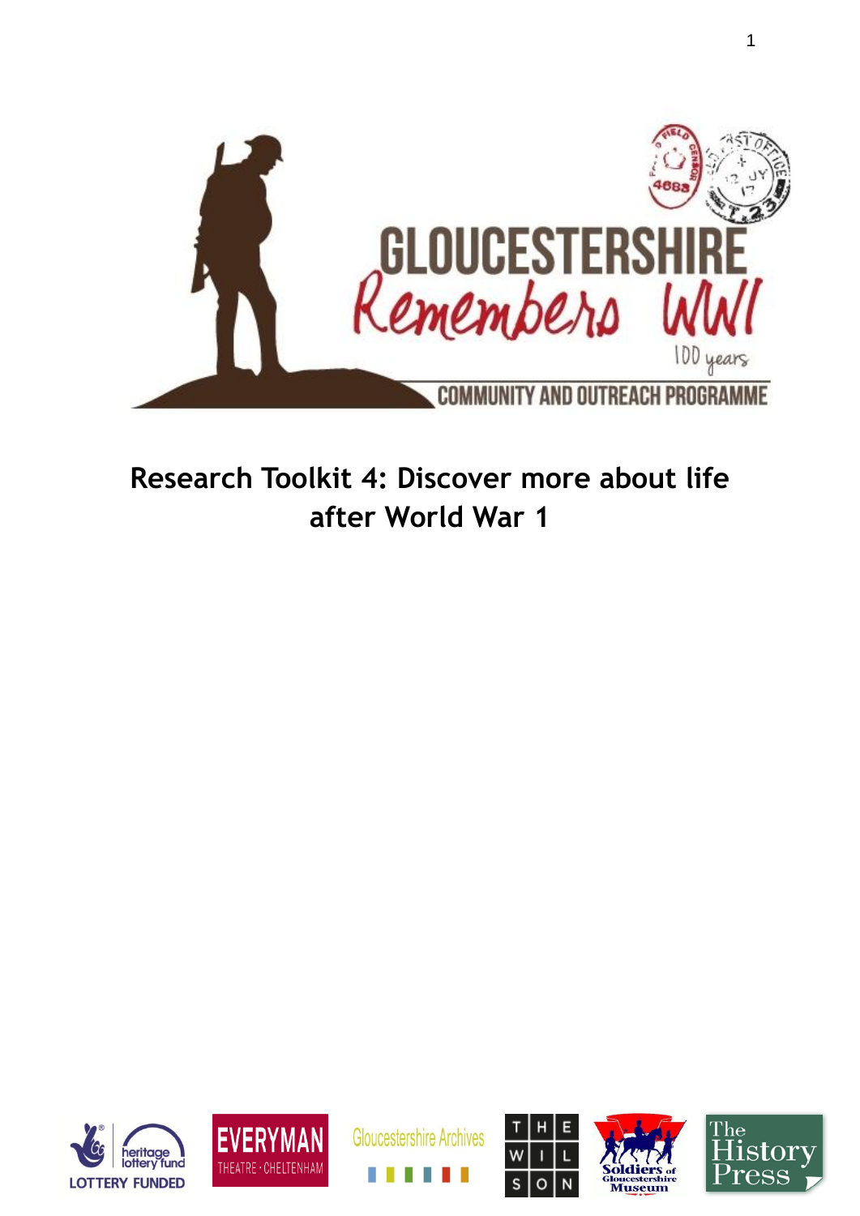GLOUCESTERSHIRE
Remembers WWI
100 years
COMMUNITY AND OUTREACH PROGRAMME

# Research Toolkit 4: Discover more about life after World War 1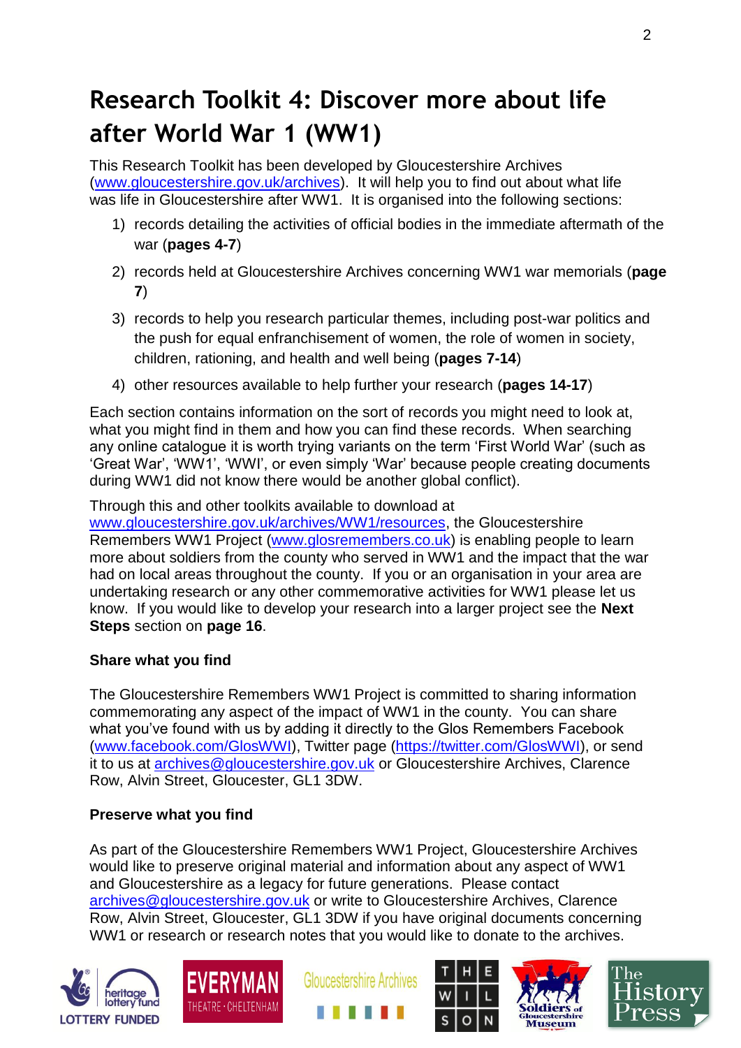# Research Toolkit 4: Discover more about life after World War 1 (WW1)

This Research Toolkit has been developed by Gloucestershire Archives (www.gloucestershire.gov.uk/archives). It will help you to find out about what life was life in Gloucestershire after WW1. It is organised into the following sections:

1) records detailing the activities of official bodies in the immediate aftermath of the war (**pages 4-7**)
2) records held at Gloucestershire Archives concerning WW1 war memorials (**page 7**)
3) records to help you research particular themes, including post-war politics and the push for equal enfranchisement of women, the role of women in society, children, rationing, and health and well being (**pages 7-14**)
4) other resources available to help further your research (**pages 14-17**)

Each section contains information on the sort of records you might need to look at, what you might find in them and how you can find these records. When searching any online catalogue it is worth trying variants on the term 'First World War' (such as 'Great War', 'WW1', 'WWI', or even simply 'War' because people creating documents during WW1 did not know there would be another global conflict).

Through this and other toolkits available to download at www.gloucestershire.gov.uk/archives/WW1/resources, the Gloucestershire Remembers WW1 Project (www.glosremembers.co.uk) is enabling people to learn more about soldiers from the county who served in WW1 and the impact that the war had on local areas throughout the county. If you or an organisation in your area are undertaking research or any other commemorative activities for WW1 please let us know. If you would like to develop your research into a larger project see the **Next Steps** section on **page 16**.

**Share what you find**

The Gloucestershire Remembers WW1 Project is committed to sharing information commemorating any aspect of the impact of WW1 in the county. You can share what you've found with us by adding it directly to the Glos Remembers Facebook (www.facebook.com/GlosWWI), Twitter page (https://twitter.com/GlosWWI), or send it to us at archives@gloucestershire.gov.uk or Gloucestershire Archives, Clarence Row, Alvin Street, Gloucester, GL1 3DW.

**Preserve what you find**

As part of the Gloucestershire Remembers WW1 Project, Gloucestershire Archives would like to preserve original material and information about any aspect of WW1 and Gloucestershire as a legacy for future generations. Please contact archives@gloucestershire.gov.uk or write to Gloucestershire Archives, Clarence Row, Alvin Street, Gloucester, GL1 3DW if you have original documents concerning WW1 or research or research notes that you would like to donate to the archives.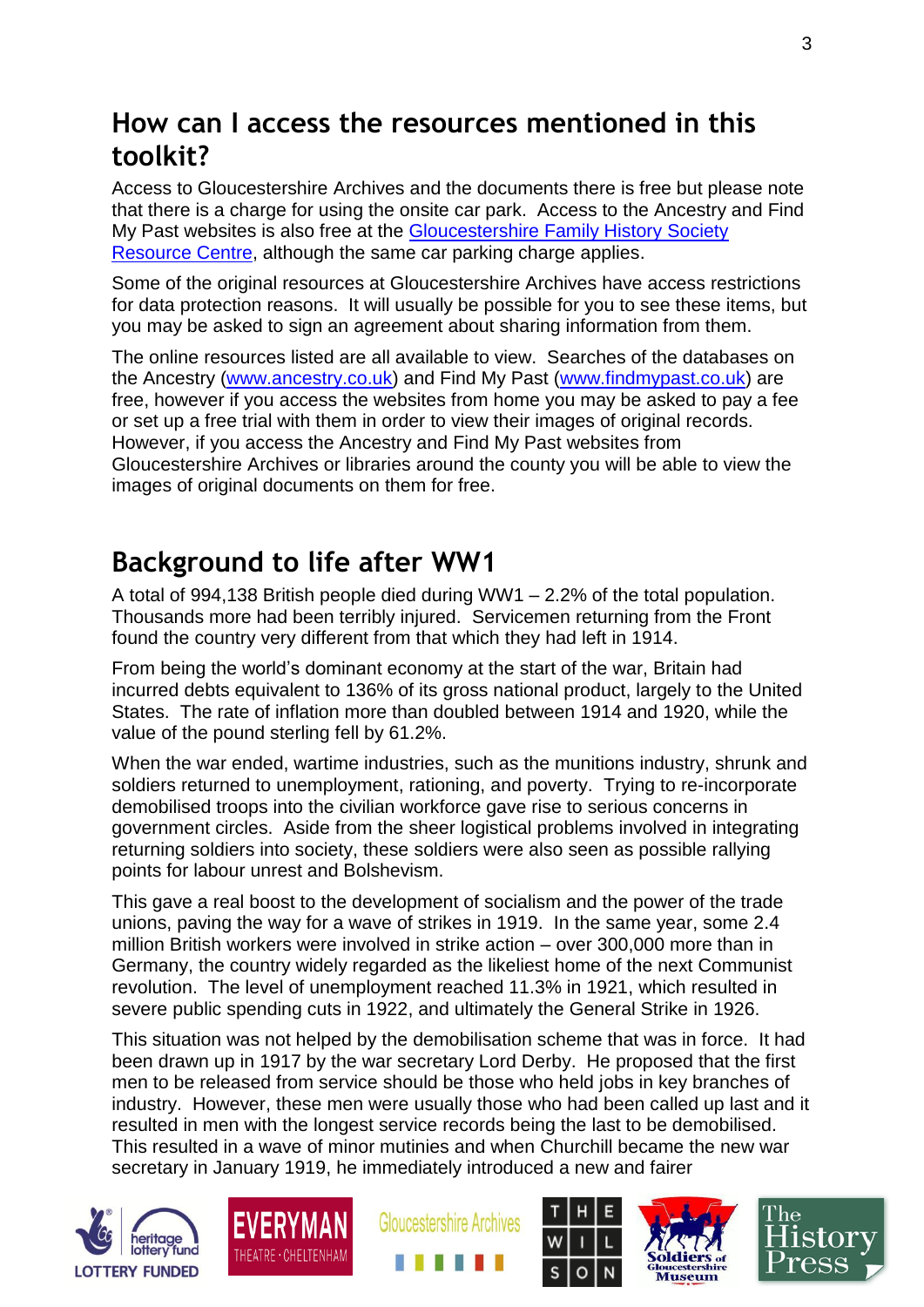## How can I access the resources mentioned in this toolkit?

Access to Gloucestershire Archives and the documents there is free but please note that there is a charge for using the onsite car park. Access to the Ancestry and Find My Past websites is also free at the Gloucestershire Family History Society Resource Centre, although the same car parking charge applies.

Some of the original resources at Gloucestershire Archives have access restrictions for data protection reasons. It will usually be possible for you to see these items, but you may be asked to sign an agreement about sharing information from them.

The online resources listed are all available to view. Searches of the databases on the Ancestry (www.ancestry.co.uk) and Find My Past (www.findmypast.co.uk) are free, however if you access the websites from home you may be asked to pay a fee or set up a free trial with them in order to view their images of original records. However, if you access the Ancestry and Find My Past websites from Gloucestershire Archives or libraries around the county you will be able to view the images of original documents on them for free.

## Background to life after WW1

A total of 994,138 British people died during WW1 – 2.2% of the total population. Thousands more had been terribly injured. Servicemen returning from the Front found the country very different from that which they had left in 1914.

From being the world's dominant economy at the start of the war, Britain had incurred debts equivalent to 136% of its gross national product, largely to the United States. The rate of inflation more than doubled between 1914 and 1920, while the value of the pound sterling fell by 61.2%.

When the war ended, wartime industries, such as the munitions industry, shrunk and soldiers returned to unemployment, rationing, and poverty. Trying to re-incorporate demobilised troops into the civilian workforce gave rise to serious concerns in government circles. Aside from the sheer logistical problems involved in integrating returning soldiers into society, these soldiers were also seen as possible rallying points for labour unrest and Bolshevism.

This gave a real boost to the development of socialism and the power of the trade unions, paving the way for a wave of strikes in 1919. In the same year, some 2.4 million British workers were involved in strike action – over 300,000 more than in Germany, the country widely regarded as the likeliest home of the next Communist revolution. The level of unemployment reached 11.3% in 1921, which resulted in severe public spending cuts in 1922, and ultimately the General Strike in 1926.

This situation was not helped by the demobilisation scheme that was in force. It had been drawn up in 1917 by the war secretary Lord Derby. He proposed that the first men to be released from service should be those who held jobs in key branches of industry. However, these men were usually those who had been called up last and it resulted in men with the longest service records being the last to be demobilised. This resulted in a wave of minor mutinies and when Churchill became the new war secretary in January 1919, he immediately introduced a new and fairer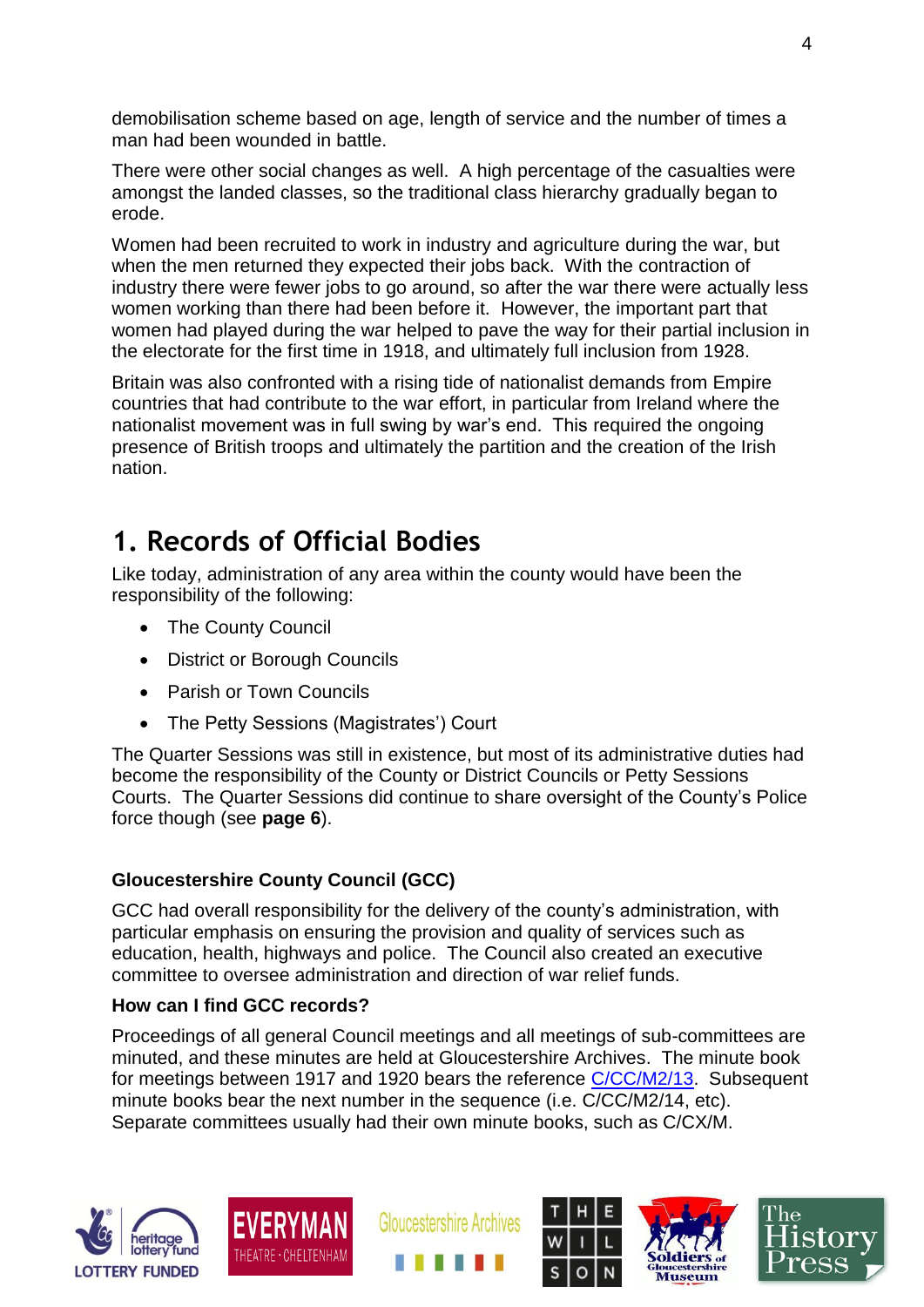demobilisation scheme based on age, length of service and the number of times a man had been wounded in battle.

There were other social changes as well. A high percentage of the casualties were amongst the landed classes, so the traditional class hierarchy gradually began to erode.

Women had been recruited to work in industry and agriculture during the war, but when the men returned they expected their jobs back. With the contraction of industry there were fewer jobs to go around, so after the war there were actually less women working than there had been before it. However, the important part that women had played during the war helped to pave the way for their partial inclusion in the electorate for the first time in 1918, and ultimately full inclusion from 1928.

Britain was also confronted with a rising tide of nationalist demands from Empire countries that had contribute to the war effort, in particular from Ireland where the nationalist movement was in full swing by war's end. This required the ongoing presence of British troops and ultimately the partition and the creation of the Irish nation.

# 1. Records of Official Bodies

Like today, administration of any area within the county would have been the responsibility of the following:

- The County Council
- District or Borough Councils
- Parish or Town Councils
- The Petty Sessions (Magistrates') Court

The Quarter Sessions was still in existence, but most of its administrative duties had become the responsibility of the County or District Councils or Petty Sessions Courts. The Quarter Sessions did continue to share oversight of the County's Police force though (see **page 6**).

### Gloucestershire County Council (GCC)

GCC had overall responsibility for the delivery of the county's administration, with particular emphasis on ensuring the provision and quality of services such as education, health, highways and police. The Council also created an executive committee to oversee administration and direction of war relief funds.

### How can I find GCC records?

Proceedings of all general Council meetings and all meetings of sub-committees are minuted, and these minutes are held at Gloucestershire Archives. The minute book for meetings between 1917 and 1920 bears the reference C/CC/M2/13. Subsequent minute books bear the next number in the sequence (i.e. C/CC/M2/14, etc). Separate committees usually had their own minute books, such as C/CX/M.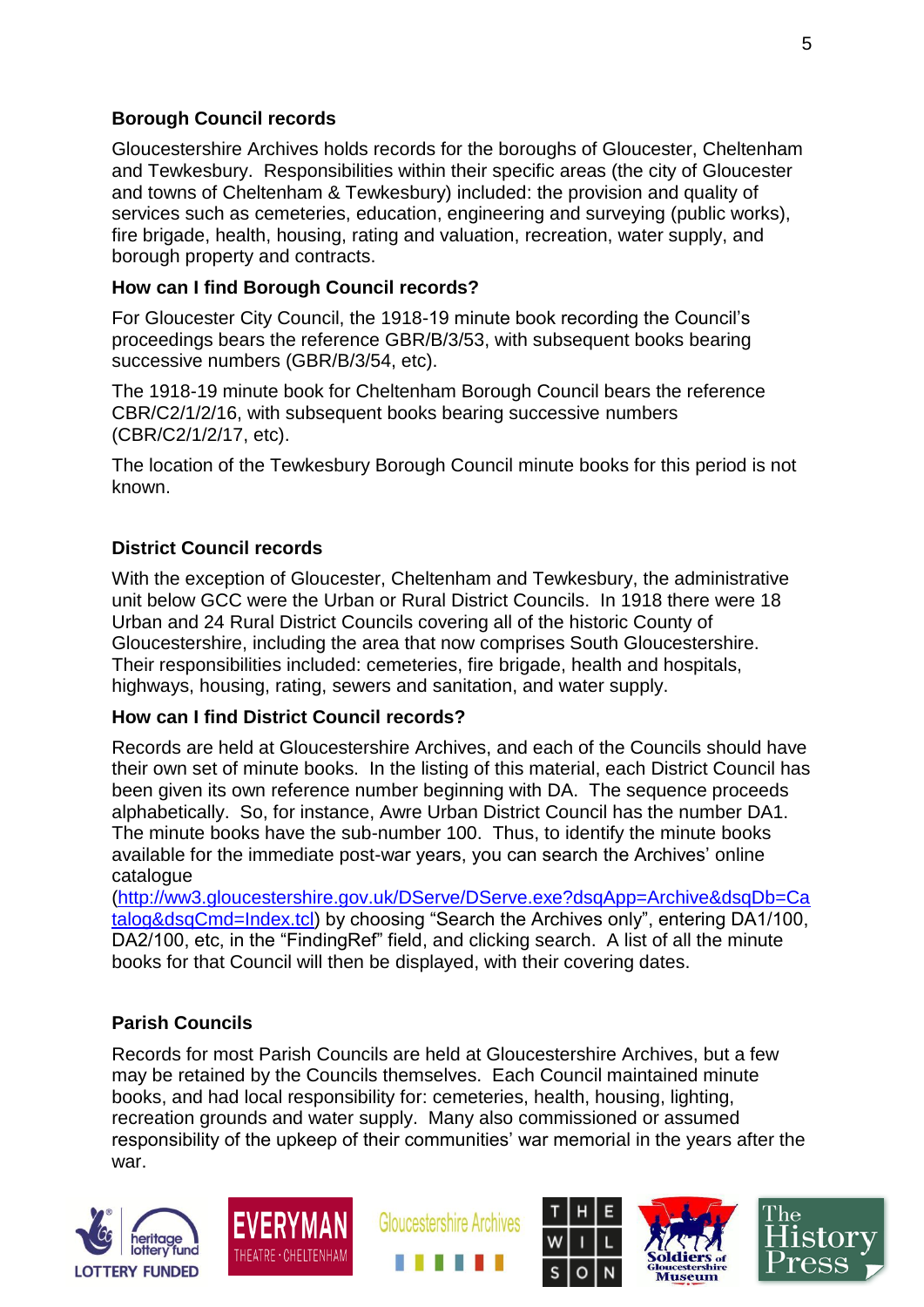**Borough Council records**

Gloucestershire Archives holds records for the boroughs of Gloucester, Cheltenham and Tewkesbury. Responsibilities within their specific areas (the city of Gloucester and towns of Cheltenham & Tewkesbury) included: the provision and quality of services such as cemeteries, education, engineering and surveying (public works), fire brigade, health, housing, rating and valuation, recreation, water supply, and borough property and contracts.

**How can I find Borough Council records?**

For Gloucester City Council, the 1918-19 minute book recording the Council's proceedings bears the reference GBR/B/3/53, with subsequent books bearing successive numbers (GBR/B/3/54, etc).

The 1918-19 minute book for Cheltenham Borough Council bears the reference CBR/C2/1/2/16, with subsequent books bearing successive numbers (CBR/C2/1/2/17, etc).

The location of the Tewkesbury Borough Council minute books for this period is not known.

**District Council records**

With the exception of Gloucester, Cheltenham and Tewkesbury, the administrative unit below GCC were the Urban or Rural District Councils. In 1918 there were 18 Urban and 24 Rural District Councils covering all of the historic County of Gloucestershire, including the area that now comprises South Gloucestershire. Their responsibilities included: cemeteries, fire brigade, health and hospitals, highways, housing, rating, sewers and sanitation, and water supply.

**How can I find District Council records?**

Records are held at Gloucestershire Archives, and each of the Councils should have their own set of minute books. In the listing of this material, each District Council has been given its own reference number beginning with DA. The sequence proceeds alphabetically. So, for instance, Awre Urban District Council has the number DA1. The minute books have the sub-number 100. Thus, to identify the minute books available for the immediate post-war years, you can search the Archives' online catalogue (http://ww3.gloucestershire.gov.uk/DServe/DServe.exe?dsqApp=Archive&dsqDb=Catalog&dsqCmd=Index.tcl) by choosing "Search the Archives only", entering DA1/100, DA2/100, etc, in the "FindingRef" field, and clicking search. A list of all the minute books for that Council will then be displayed, with their covering dates.

**Parish Councils**

Records for most Parish Councils are held at Gloucestershire Archives, but a few may be retained by the Councils themselves. Each Council maintained minute books, and had local responsibility for: cemeteries, health, housing, lighting, recreation grounds and water supply. Many also commissioned or assumed responsibility of the upkeep of their communities' war memorial in the years after the war.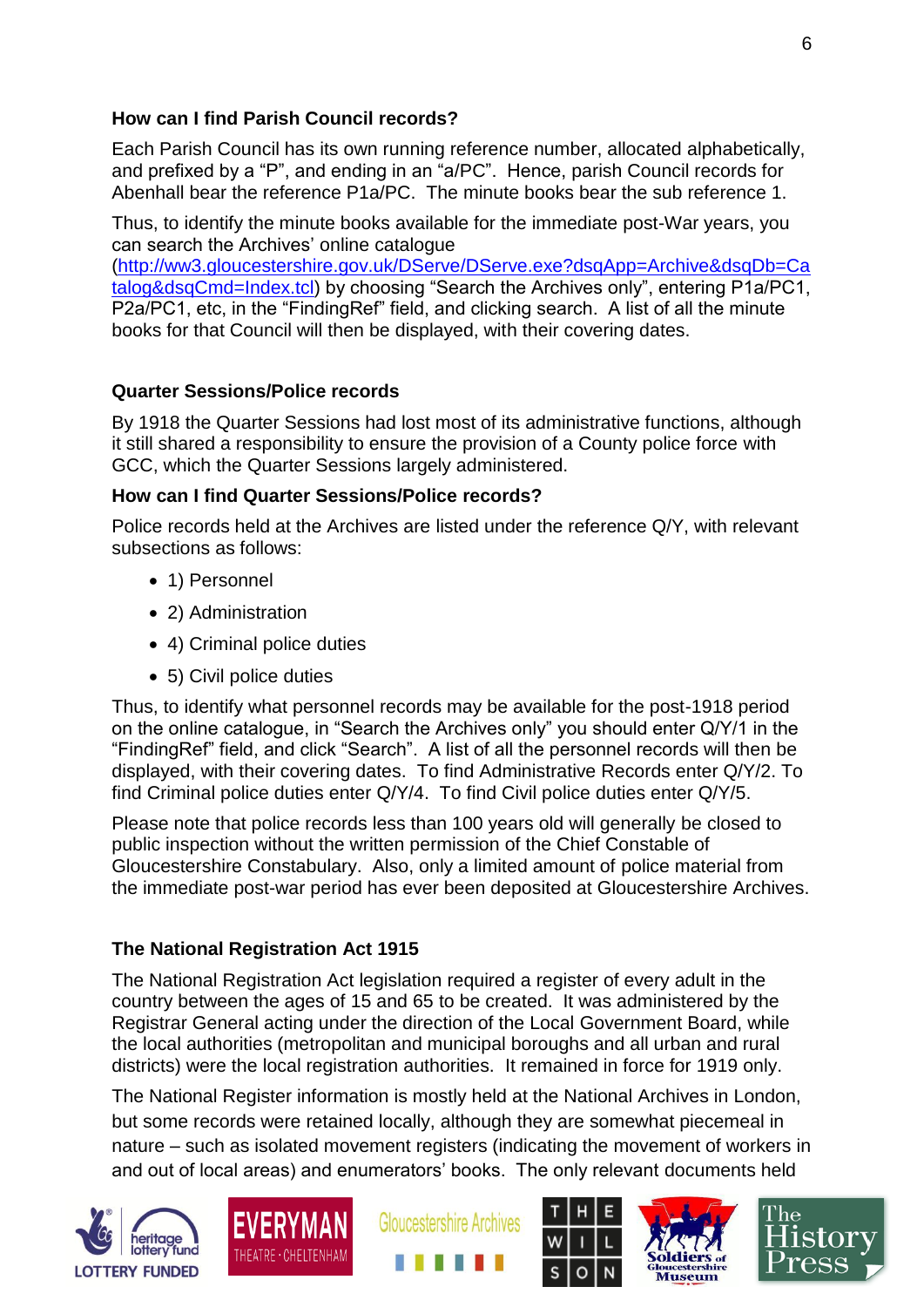### How can I find Parish Council records?

Each Parish Council has its own running reference number, allocated alphabetically, and prefixed by a "P", and ending in an "a/PC". Hence, parish Council records for Abenhall bear the reference P1a/PC. The minute books bear the sub reference 1.

Thus, to identify the minute books available for the immediate post-War years, you can search the Archives' online catalogue (http://ww3.gloucestershire.gov.uk/DServe/DServe.exe?dsqApp=Archive&dsqDb=Catalog&dsqCmd=Index.tcl) by choosing "Search the Archives only", entering P1a/PC1, P2a/PC1, etc, in the "FindingRef" field, and clicking search. A list of all the minute books for that Council will then be displayed, with their covering dates.

### Quarter Sessions/Police records

By 1918 the Quarter Sessions had lost most of its administrative functions, although it still shared a responsibility to ensure the provision of a County police force with GCC, which the Quarter Sessions largely administered.

### How can I find Quarter Sessions/Police records?

Police records held at the Archives are listed under the reference Q/Y, with relevant subsections as follows:

- 1) Personnel
- 2) Administration
- 4) Criminal police duties
- 5) Civil police duties

Thus, to identify what personnel records may be available for the post-1918 period on the online catalogue, in "Search the Archives only" you should enter Q/Y/1 in the "FindingRef" field, and click "Search". A list of all the personnel records will then be displayed, with their covering dates. To find Administrative Records enter Q/Y/2. To find Criminal police duties enter Q/Y/4. To find Civil police duties enter Q/Y/5.

Please note that police records less than 100 years old will generally be closed to public inspection without the written permission of the Chief Constable of Gloucestershire Constabulary. Also, only a limited amount of police material from the immediate post-war period has ever been deposited at Gloucestershire Archives.

### The National Registration Act 1915

The National Registration Act legislation required a register of every adult in the country between the ages of 15 and 65 to be created. It was administered by the Registrar General acting under the direction of the Local Government Board, while the local authorities (metropolitan and municipal boroughs and all urban and rural districts) were the local registration authorities. It remained in force for 1919 only.

The National Register information is mostly held at the National Archives in London, but some records were retained locally, although they are somewhat piecemeal in nature – such as isolated movement registers (indicating the movement of workers in and out of local areas) and enumerators' books. The only relevant documents held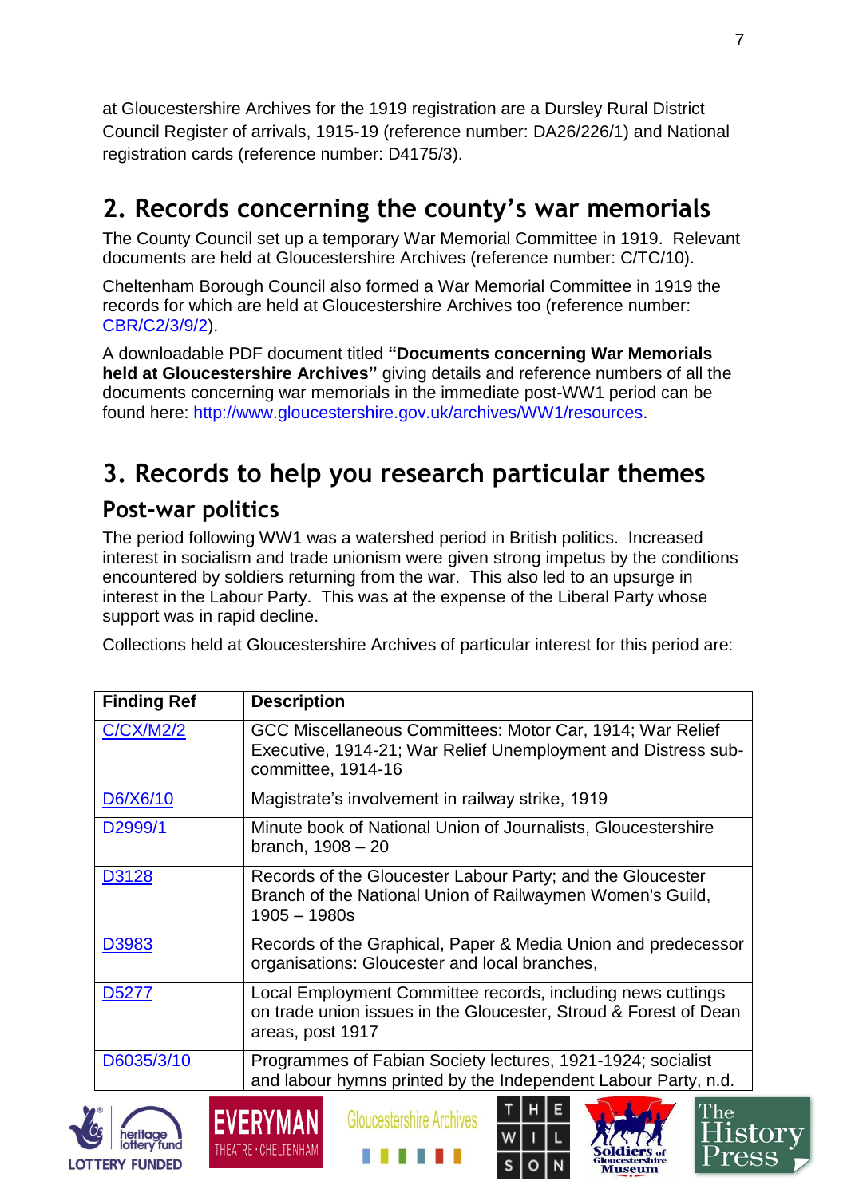at Gloucestershire Archives for the 1919 registration are a Dursley Rural District Council Register of arrivals, 1915-19 (reference number: DA26/226/1) and National registration cards (reference number: D4175/3).

## 2. Records concerning the county's war memorials

The County Council set up a temporary War Memorial Committee in 1919. Relevant documents are held at Gloucestershire Archives (reference number: C/TC/10).

Cheltenham Borough Council also formed a War Memorial Committee in 1919 the records for which are held at Gloucestershire Archives too (reference number: CBR/C2/3/9/2).

A downloadable PDF document titled **"Documents concerning War Memorials held at Gloucestershire Archives"** giving details and reference numbers of all the documents concerning war memorials in the immediate post-WW1 period can be found here: http://www.gloucestershire.gov.uk/archives/WW1/resources.

## 3. Records to help you research particular themes

### Post-war politics

The period following WW1 was a watershed period in British politics. Increased interest in socialism and trade unionism were given strong impetus by the conditions encountered by soldiers returning from the war. This also led to an upsurge in interest in the Labour Party. This was at the expense of the Liberal Party whose support was in rapid decline.

Collections held at Gloucestershire Archives of particular interest for this period are:

| Finding Ref | Description |
| --- | --- |
| C/CX/M2/2 | GCC Miscellaneous Committees: Motor Car, 1914; War Relief Executive, 1914-21; War Relief Unemployment and Distress sub-committee, 1914-16 |
| D6/X6/10 | Magistrate's involvement in railway strike, 1919 |
| D2999/1 | Minute book of National Union of Journalists, Gloucestershire branch, 1908 – 20 |
| D3128 | Records of the Gloucester Labour Party; and the Gloucester Branch of the National Union of Railwaymen Women's Guild, 1905 – 1980s |
| D3983 | Records of the Graphical, Paper & Media Union and predecessor organisations: Gloucester and local branches, |
| D5277 | Local Employment Committee records, including news cuttings on trade union issues in the Gloucester, Stroud & Forest of Dean areas, post 1917 |
| D6035/3/10 | Programmes of Fabian Society lectures, 1921-1924; socialist and labour hymns printed by the Independent Labour Party, n.d. |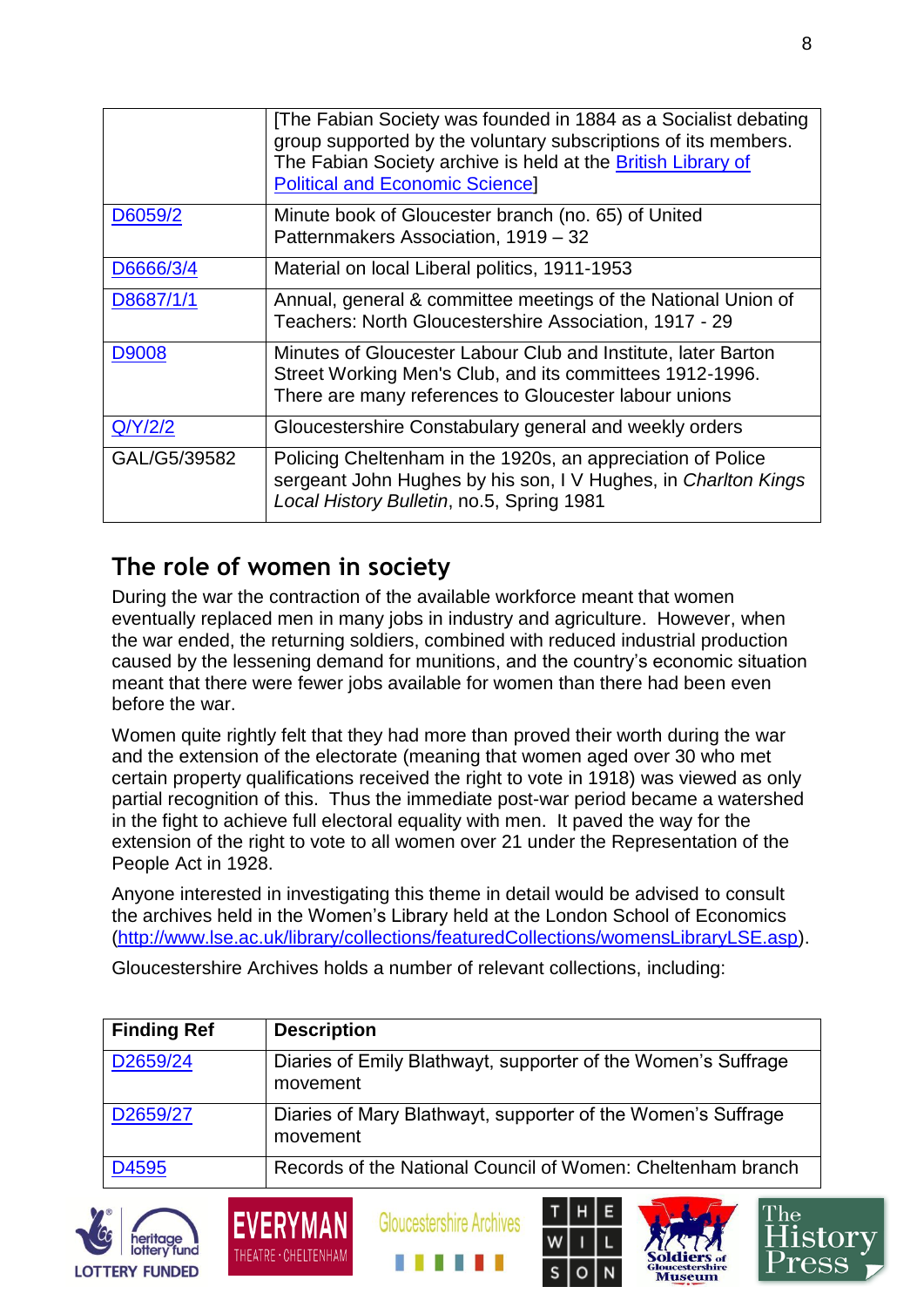| | |
|---|---|
| | [The Fabian Society was founded in 1884 as a Socialist debating group supported by the voluntary subscriptions of its members. The Fabian Society archive is held at the British Library of Political and Economic Science] |
| D6059/2 | Minute book of Gloucester branch (no. 65) of United Patternmakers Association, 1919 – 32 |
| D6666/3/4 | Material on local Liberal politics, 1911-1953 |
| D8687/1/1 | Annual, general & committee meetings of the National Union of Teachers: North Gloucestershire Association, 1917 - 29 |
| D9008 | Minutes of Gloucester Labour Club and Institute, later Barton Street Working Men's Club, and its committees 1912-1996. There are many references to Gloucester labour unions |
| Q/Y/2/2 | Gloucestershire Constabulary general and weekly orders |
| GAL/G5/39582 | Policing Cheltenham in the 1920s, an appreciation of Police sergeant John Hughes by his son, I V Hughes, in *Charlton Kings Local History Bulletin*, no.5, Spring 1981 |

## The role of women in society

During the war the contraction of the available workforce meant that women eventually replaced men in many jobs in industry and agriculture. However, when the war ended, the returning soldiers, combined with reduced industrial production caused by the lessening demand for munitions, and the country's economic situation meant that there were fewer jobs available for women than there had been even before the war.

Women quite rightly felt that they had more than proved their worth during the war and the extension of the electorate (meaning that women aged over 30 who met certain property qualifications received the right to vote in 1918) was viewed as only partial recognition of this. Thus the immediate post-war period became a watershed in the fight to achieve full electoral equality with men. It paved the way for the extension of the right to vote to all women over 21 under the Representation of the People Act in 1928.

Anyone interested in investigating this theme in detail would be advised to consult the archives held in the Women's Library held at the London School of Economics (http://www.lse.ac.uk/library/collections/featuredCollections/womensLibraryLSE.asp).

Gloucestershire Archives holds a number of relevant collections, including:

| Finding Ref | Description |
|---|---|
| D2659/24 | Diaries of Emily Blathwayt, supporter of the Women's Suffrage movement |
| D2659/27 | Diaries of Mary Blathwayt, supporter of the Women's Suffrage movement |
| D4595 | Records of the National Council of Women: Cheltenham branch |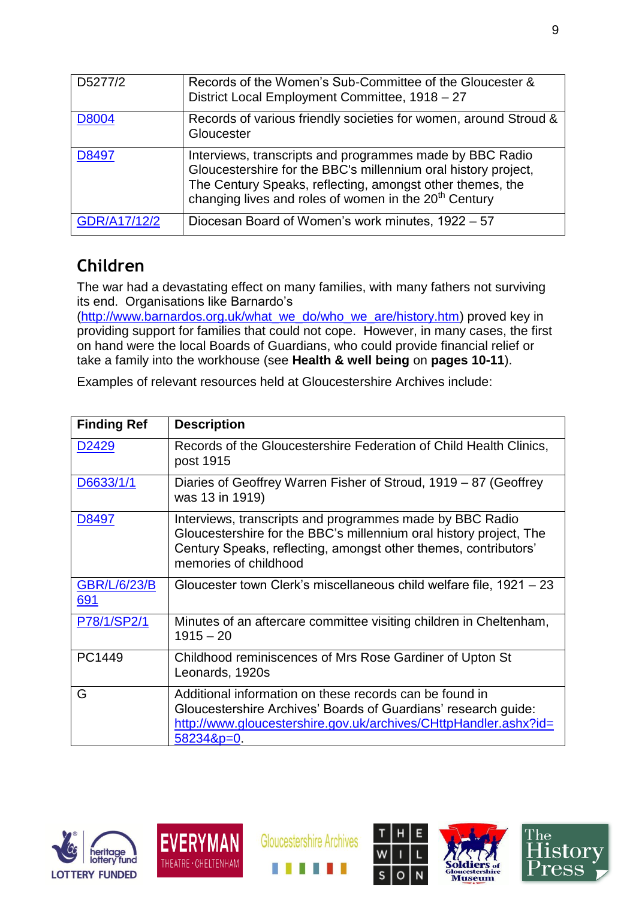| | |
|---|---|
| D5277/2 | Records of the Women's Sub-Committee of the Gloucester & District Local Employment Committee, 1918 – 27 |
| D8004 | Records of various friendly societies for women, around Stroud & Gloucester |
| D8497 | Interviews, transcripts and programmes made by BBC Radio Gloucestershire for the BBC's millennium oral history project, The Century Speaks, reflecting, amongst other themes, the changing lives and roles of women in the 20th Century |
| GDR/A17/12/2 | Diocesan Board of Women's work minutes, 1922 – 57 |

## Children

The war had a devastating effect on many families, with many fathers not surviving its end. Organisations like Barnardo's (http://www.barnardos.org.uk/what_we_do/who_we_are/history.htm) proved key in providing support for families that could not cope. However, in many cases, the first on hand were the local Boards of Guardians, who could provide financial relief or take a family into the workhouse (see **Health & well being** on **pages 10-11**).

Examples of relevant resources held at Gloucestershire Archives include:

| Finding Ref | Description |
|---|---|
| D2429 | Records of the Gloucestershire Federation of Child Health Clinics, post 1915 |
| D6633/1/1 | Diaries of Geoffrey Warren Fisher of Stroud, 1919 – 87 (Geoffrey was 13 in 1919) |
| D8497 | Interviews, transcripts and programmes made by BBC Radio Gloucestershire for the BBC's millennium oral history project, The Century Speaks, reflecting, amongst other themes, contributors' memories of childhood |
| GBR/L/6/23/B691 | Gloucester town Clerk's miscellaneous child welfare file, 1921 – 23 |
| P78/1/SP2/1 | Minutes of an aftercare committee visiting children in Cheltenham, 1915 – 20 |
| PC1449 | Childhood reminiscences of Mrs Rose Gardiner of Upton St Leonards, 1920s |
| G | Additional information on these records can be found in Gloucestershire Archives' Boards of Guardians' research guide: http://www.gloucestershire.gov.uk/archives/CHttpHandler.ashx?id=58234&p=0. |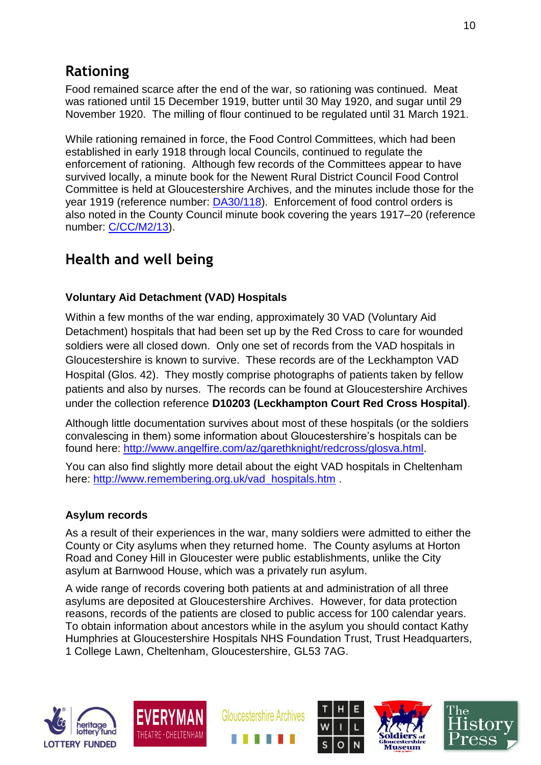## Rationing

Food remained scarce after the end of the war, so rationing was continued. Meat was rationed until 15 December 1919, butter until 30 May 1920, and sugar until 29 November 1920. The milling of flour continued to be regulated until 31 March 1921.

While rationing remained in force, the Food Control Committees, which had been established in early 1918 through local Councils, continued to regulate the enforcement of rationing. Although few records of the Committees appear to have survived locally, a minute book for the Newent Rural District Council Food Control Committee is held at Gloucestershire Archives, and the minutes include those for the year 1919 (reference number: DA30/118). Enforcement of food control orders is also noted in the County Council minute book covering the years 1917–20 (reference number: C/CC/M2/13).

## Health and well being

### Voluntary Aid Detachment (VAD) Hospitals

Within a few months of the war ending, approximately 30 VAD (Voluntary Aid Detachment) hospitals that had been set up by the Red Cross to care for wounded soldiers were all closed down. Only one set of records from the VAD hospitals in Gloucestershire is known to survive. These records are of the Leckhampton VAD Hospital (Glos. 42). They mostly comprise photographs of patients taken by fellow patients and also by nurses. The records can be found at Gloucestershire Archives under the collection reference **D10203 (Leckhampton Court Red Cross Hospital)**.

Although little documentation survives about most of these hospitals (or the soldiers convalescing in them) some information about Gloucestershire's hospitals can be found here: http://www.angelfire.com/az/garethknight/redcross/glosva.html.

You can also find slightly more detail about the eight VAD hospitals in Cheltenham here: http://www.remembering.org.uk/vad_hospitals.htm .

### Asylum records

As a result of their experiences in the war, many soldiers were admitted to either the County or City asylums when they returned home. The County asylums at Horton Road and Coney Hill in Gloucester were public establishments, unlike the City asylum at Barnwood House, which was a privately run asylum.

A wide range of records covering both patients at and administration of all three asylums are deposited at Gloucestershire Archives. However, for data protection reasons, records of the patients are closed to public access for 100 calendar years. To obtain information about ancestors while in the asylum you should contact Kathy Humphries at Gloucestershire Hospitals NHS Foundation Trust, Trust Headquarters, 1 College Lawn, Cheltenham, Gloucestershire, GL53 7AG.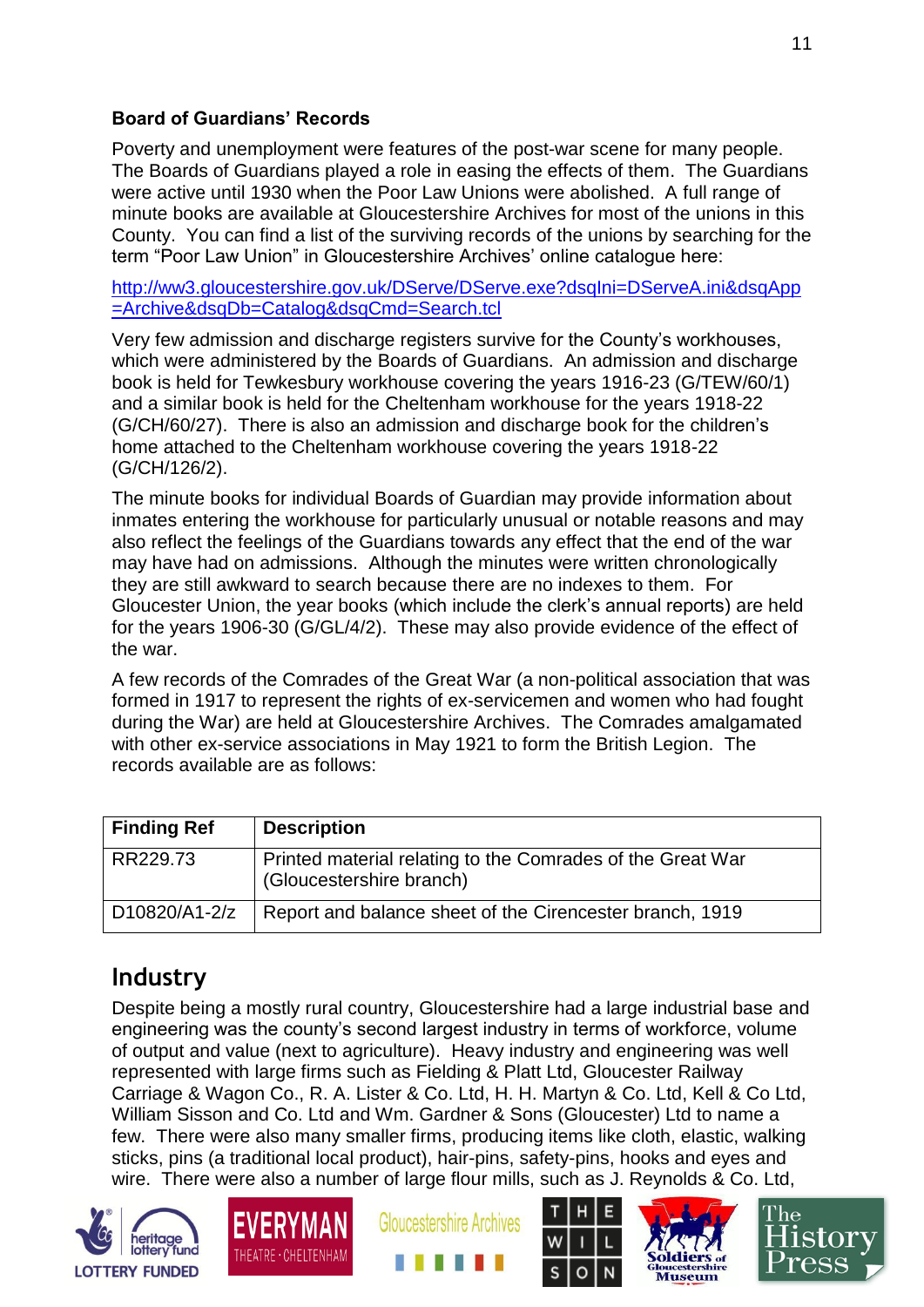### Board of Guardians' Records

Poverty and unemployment were features of the post-war scene for many people. The Boards of Guardians played a role in easing the effects of them. The Guardians were active until 1930 when the Poor Law Unions were abolished. A full range of minute books are available at Gloucestershire Archives for most of the unions in this County. You can find a list of the surviving records of the unions by searching for the term "Poor Law Union" in Gloucestershire Archives' online catalogue here:

http://ww3.gloucestershire.gov.uk/DServe/DServe.exe?dsqIni=DServeA.ini&dsqApp=Archive&dsqDb=Catalog&dsqCmd=Search.tcl

Very few admission and discharge registers survive for the County's workhouses, which were administered by the Boards of Guardians. An admission and discharge book is held for Tewkesbury workhouse covering the years 1916-23 (G/TEW/60/1) and a similar book is held for the Cheltenham workhouse for the years 1918-22 (G/CH/60/27). There is also an admission and discharge book for the children's home attached to the Cheltenham workhouse covering the years 1918-22 (G/CH/126/2).

The minute books for individual Boards of Guardian may provide information about inmates entering the workhouse for particularly unusual or notable reasons and may also reflect the feelings of the Guardians towards any effect that the end of the war may have had on admissions. Although the minutes were written chronologically they are still awkward to search because there are no indexes to them. For Gloucester Union, the year books (which include the clerk's annual reports) are held for the years 1906-30 (G/GL/4/2). These may also provide evidence of the effect of the war.

A few records of the Comrades of the Great War (a non-political association that was formed in 1917 to represent the rights of ex-servicemen and women who had fought during the War) are held at Gloucestershire Archives. The Comrades amalgamated with other ex-service associations in May 1921 to form the British Legion. The records available are as follows:

| Finding Ref | Description |
|---|---|
| RR229.73 | Printed material relating to the Comrades of the Great War (Gloucestershire branch) |
| D10820/A1-2/z | Report and balance sheet of the Cirencester branch, 1919 |

## Industry

Despite being a mostly rural country, Gloucestershire had a large industrial base and engineering was the county's second largest industry in terms of workforce, volume of output and value (next to agriculture). Heavy industry and engineering was well represented with large firms such as Fielding & Platt Ltd, Gloucester Railway Carriage & Wagon Co., R. A. Lister & Co. Ltd, H. H. Martyn & Co. Ltd, Kell & Co Ltd, William Sisson and Co. Ltd and Wm. Gardner & Sons (Gloucester) Ltd to name a few. There were also many smaller firms, producing items like cloth, elastic, walking sticks, pins (a traditional local product), hair-pins, safety-pins, hooks and eyes and wire. There were also a number of large flour mills, such as J. Reynolds & Co. Ltd,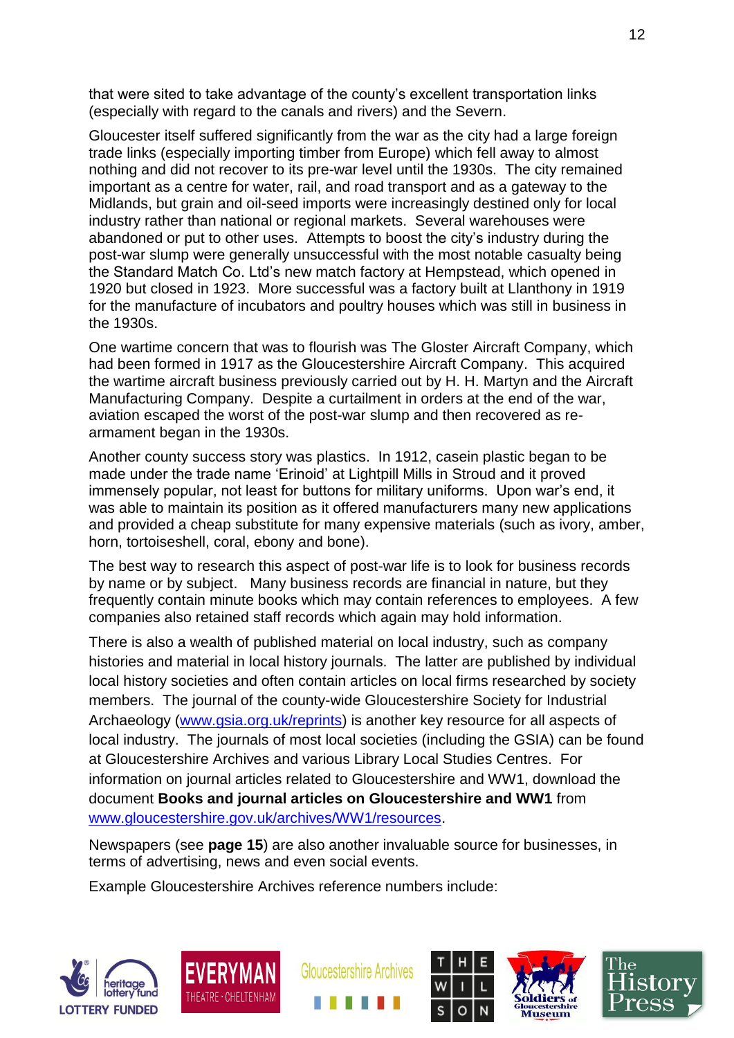that were sited to take advantage of the county's excellent transportation links (especially with regard to the canals and rivers) and the Severn.

Gloucester itself suffered significantly from the war as the city had a large foreign trade links (especially importing timber from Europe) which fell away to almost nothing and did not recover to its pre-war level until the 1930s. The city remained important as a centre for water, rail, and road transport and as a gateway to the Midlands, but grain and oil-seed imports were increasingly destined only for local industry rather than national or regional markets. Several warehouses were abandoned or put to other uses. Attempts to boost the city's industry during the post-war slump were generally unsuccessful with the most notable casualty being the Standard Match Co. Ltd's new match factory at Hempstead, which opened in 1920 but closed in 1923. More successful was a factory built at Llanthony in 1919 for the manufacture of incubators and poultry houses which was still in business in the 1930s.

One wartime concern that was to flourish was The Gloster Aircraft Company, which had been formed in 1917 as the Gloucestershire Aircraft Company. This acquired the wartime aircraft business previously carried out by H. H. Martyn and the Aircraft Manufacturing Company. Despite a curtailment in orders at the end of the war, aviation escaped the worst of the post-war slump and then recovered as re-armament began in the 1930s.

Another county success story was plastics. In 1912, casein plastic began to be made under the trade name 'Erinoid' at Lightpill Mills in Stroud and it proved immensely popular, not least for buttons for military uniforms. Upon war's end, it was able to maintain its position as it offered manufacturers many new applications and provided a cheap substitute for many expensive materials (such as ivory, amber, horn, tortoiseshell, coral, ebony and bone).

The best way to research this aspect of post-war life is to look for business records by name or by subject. Many business records are financial in nature, but they frequently contain minute books which may contain references to employees. A few companies also retained staff records which again may hold information.

There is also a wealth of published material on local industry, such as company histories and material in local history journals. The latter are published by individual local history societies and often contain articles on local firms researched by society members. The journal of the county-wide Gloucestershire Society for Industrial Archaeology (www.gsia.org.uk/reprints) is another key resource for all aspects of local industry. The journals of most local societies (including the GSIA) can be found at Gloucestershire Archives and various Library Local Studies Centres. For information on journal articles related to Gloucestershire and WW1, download the document **Books and journal articles on Gloucestershire and WW1** from www.gloucestershire.gov.uk/archives/WW1/resources.

Newspapers (see **page 15**) are also another invaluable source for businesses, in terms of advertising, news and even social events.

Example Gloucestershire Archives reference numbers include: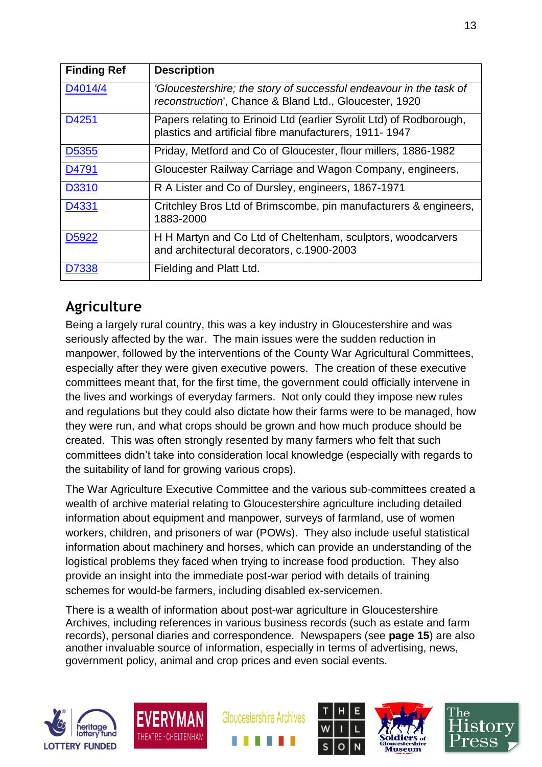| Finding Ref | Description |
| --- | --- |
| D4014/4 | *'Gloucestershire; the story of successful endeavour in the task of reconstruction*', Chance & Bland Ltd., Gloucester, 1920 |
| D4251 | Papers relating to Erinoid Ltd (earlier Syrolit Ltd) of Rodborough, plastics and artificial fibre manufacturers, 1911- 1947 |
| D5355 | Priday, Metford and Co of Gloucester, flour millers, 1886-1982 |
| D4791 | Gloucester Railway Carriage and Wagon Company, engineers, |
| D3310 | R A Lister and Co of Dursley, engineers, 1867-1971 |
| D4331 | Critchley Bros Ltd of Brimscombe, pin manufacturers & engineers, 1883-2000 |
| D5922 | H H Martyn and Co Ltd of Cheltenham, sculptors, woodcarvers and architectural decorators, c.1900-2003 |
| D7338 | Fielding and Platt Ltd. |

## Agriculture

Being a largely rural country, this was a key industry in Gloucestershire and was seriously affected by the war. The main issues were the sudden reduction in manpower, followed by the interventions of the County War Agricultural Committees, especially after they were given executive powers. The creation of these executive committees meant that, for the first time, the government could officially intervene in the lives and workings of everyday farmers. Not only could they impose new rules and regulations but they could also dictate how their farms were to be managed, how they were run, and what crops should be grown and how much produce should be created. This was often strongly resented by many farmers who felt that such committees didn't take into consideration local knowledge (especially with regards to the suitability of land for growing various crops).

The War Agriculture Executive Committee and the various sub-committees created a wealth of archive material relating to Gloucestershire agriculture including detailed information about equipment and manpower, surveys of farmland, use of women workers, children, and prisoners of war (POWs). They also include useful statistical information about machinery and horses, which can provide an understanding of the logistical problems they faced when trying to increase food production. They also provide an insight into the immediate post-war period with details of training schemes for would-be farmers, including disabled ex-servicemen.

There is a wealth of information about post-war agriculture in Gloucestershire Archives, including references in various business records (such as estate and farm records), personal diaries and correspondence. Newspapers (see **page 15**) are also another invaluable source of information, especially in terms of advertising, news, government policy, animal and crop prices and even social events.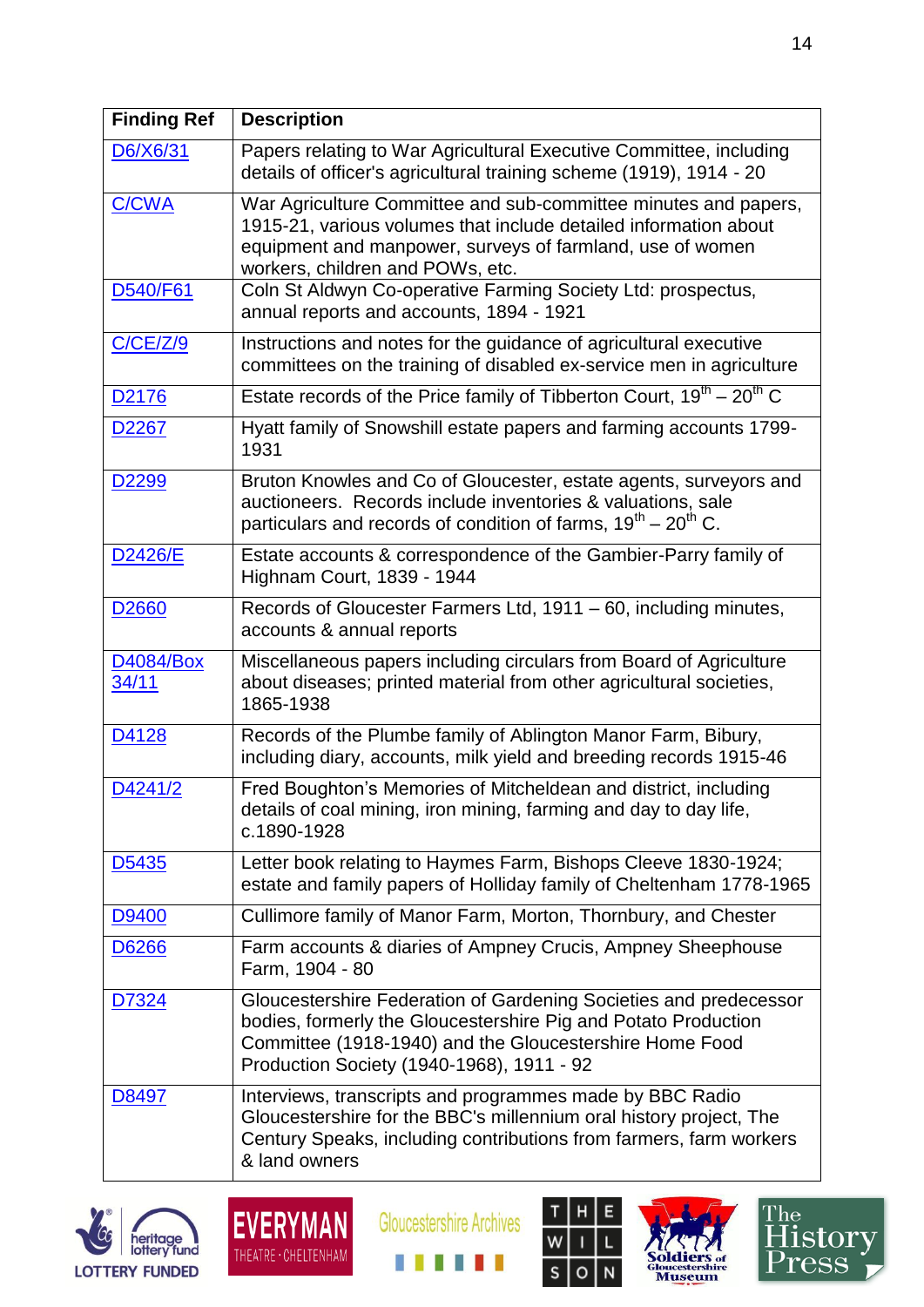| Finding Ref | Description |
|---|---|
| D6/X6/31 | Papers relating to War Agricultural Executive Committee, including details of officer's agricultural training scheme (1919), 1914 - 20 |
| C/CWA | War Agriculture Committee and sub-committee minutes and papers, 1915-21, various volumes that include detailed information about equipment and manpower, surveys of farmland, use of women workers, children and POWs, etc. |
| D540/F61 | Coln St Aldwyn Co-operative Farming Society Ltd: prospectus, annual reports and accounts, 1894 - 1921 |
| C/CE/Z/9 | Instructions and notes for the guidance of agricultural executive committees on the training of disabled ex-service men in agriculture |
| D2176 | Estate records of the Price family of Tibberton Court, 19th – 20th C |
| D2267 | Hyatt family of Snowshill estate papers and farming accounts 1799-1931 |
| D2299 | Bruton Knowles and Co of Gloucester, estate agents, surveyors and auctioneers. Records include inventories & valuations, sale particulars and records of condition of farms, 19th – 20th C. |
| D2426/E | Estate accounts & correspondence of the Gambier-Parry family of Highnam Court, 1839 - 1944 |
| D2660 | Records of Gloucester Farmers Ltd, 1911 – 60, including minutes, accounts & annual reports |
| D4084/Box 34/11 | Miscellaneous papers including circulars from Board of Agriculture about diseases; printed material from other agricultural societies, 1865-1938 |
| D4128 | Records of the Plumbe family of Ablington Manor Farm, Bibury, including diary, accounts, milk yield and breeding records 1915-46 |
| D4241/2 | Fred Boughton's Memories of Mitcheldean and district, including details of coal mining, iron mining, farming and day to day life, c.1890-1928 |
| D5435 | Letter book relating to Haymes Farm, Bishops Cleeve 1830-1924; estate and family papers of Holliday family of Cheltenham 1778-1965 |
| D9400 | Cullimore family of Manor Farm, Morton, Thornbury, and Chester |
| D6266 | Farm accounts & diaries of Ampney Crucis, Ampney Sheephouse Farm, 1904 - 80 |
| D7324 | Gloucestershire Federation of Gardening Societies and predecessor bodies, formerly the Gloucestershire Pig and Potato Production Committee (1918-1940) and the Gloucestershire Home Food Production Society (1940-1968), 1911 - 92 |
| D8497 | Interviews, transcripts and programmes made by BBC Radio Gloucestershire for the BBC's millennium oral history project, The Century Speaks, including contributions from farmers, farm workers & land owners |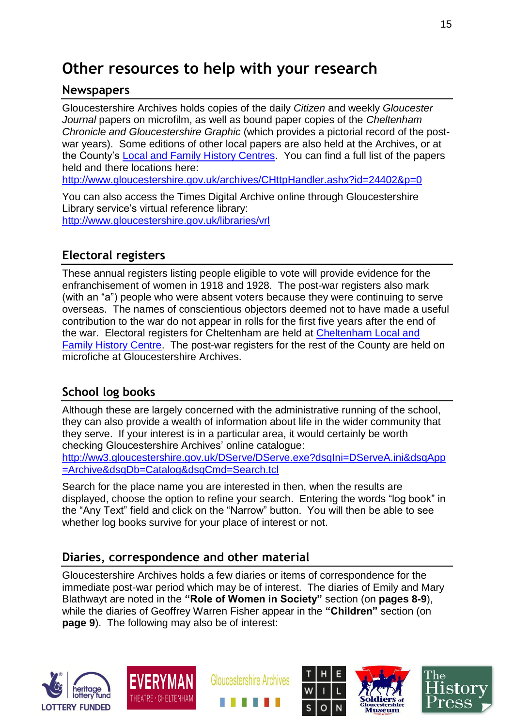# Other resources to help with your research

## Newspapers

Gloucestershire Archives holds copies of the daily *Citizen* and weekly *Gloucester Journal* papers on microfilm, as well as bound paper copies of the *Cheltenham Chronicle and Gloucestershire Graphic* (which provides a pictorial record of the post-war years). Some editions of other local papers are also held at the Archives, or at the County's Local and Family History Centres. You can find a full list of the papers held and there locations here:
http://www.gloucestershire.gov.uk/archives/CHttpHandler.ashx?id=24402&p=0

You can also access the Times Digital Archive online through Gloucestershire Library service's virtual reference library:
http://www.gloucestershire.gov.uk/libraries/vrl

## Electoral registers

These annual registers listing people eligible to vote will provide evidence for the enfranchisement of women in 1918 and 1928. The post-war registers also mark (with an "a") people who were absent voters because they were continuing to serve overseas. The names of conscientious objectors deemed not to have made a useful contribution to the war do not appear in rolls for the first five years after the end of the war. Electoral registers for Cheltenham are held at Cheltenham Local and Family History Centre. The post-war registers for the rest of the County are held on microfiche at Gloucestershire Archives.

## School log books

Although these are largely concerned with the administrative running of the school, they can also provide a wealth of information about life in the wider community that they serve. If your interest is in a particular area, it would certainly be worth checking Gloucestershire Archives' online catalogue:
http://ww3.gloucestershire.gov.uk/DServe/DServe.exe?dsqIni=DServeA.ini&dsqApp=Archive&dsqDb=Catalog&dsqCmd=Search.tcl

Search for the place name you are interested in then, when the results are displayed, choose the option to refine your search. Entering the words "log book" in the "Any Text" field and click on the "Narrow" button. You will then be able to see whether log books survive for your place of interest or not.

## Diaries, correspondence and other material

Gloucestershire Archives holds a few diaries or items of correspondence for the immediate post-war period which may be of interest. The diaries of Emily and Mary Blathwayt are noted in the **"Role of Women in Society"** section (on **pages 8-9**), while the diaries of Geoffrey Warren Fisher appear in the **"Children"** section (on **page 9**). The following may also be of interest: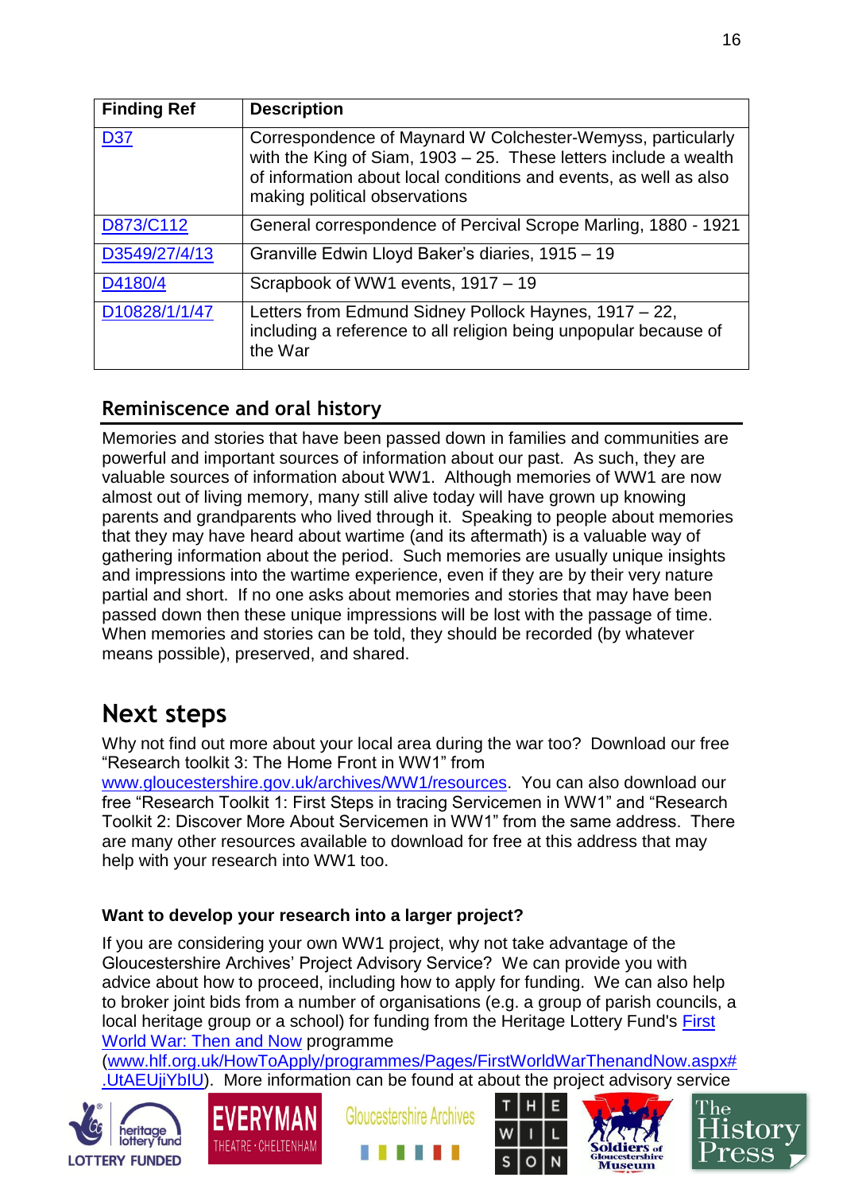| Finding Ref | Description |
| --- | --- |
| D37 | Correspondence of Maynard W Colchester-Wemyss, particularly with the King of Siam, 1903 – 25. These letters include a wealth of information about local conditions and events, as well as also making political observations |
| D873/C112 | General correspondence of Percival Scrope Marling, 1880 - 1921 |
| D3549/27/4/13 | Granville Edwin Lloyd Baker's diaries, 1915 – 19 |
| D4180/4 | Scrapbook of WW1 events, 1917 – 19 |
| D10828/1/1/47 | Letters from Edmund Sidney Pollock Haynes, 1917 – 22, including a reference to all religion being unpopular because of the War |

## Reminiscence and oral history

Memories and stories that have been passed down in families and communities are powerful and important sources of information about our past. As such, they are valuable sources of information about WW1. Although memories of WW1 are now almost out of living memory, many still alive today will have grown up knowing parents and grandparents who lived through it. Speaking to people about memories that they may have heard about wartime (and its aftermath) is a valuable way of gathering information about the period. Such memories are usually unique insights and impressions into the wartime experience, even if they are by their very nature partial and short. If no one asks about memories and stories that may have been passed down then these unique impressions will be lost with the passage of time. When memories and stories can be told, they should be recorded (by whatever means possible), preserved, and shared.

# Next steps

Why not find out more about your local area during the war too? Download our free "Research toolkit 3: The Home Front in WW1" from www.gloucestershire.gov.uk/archives/WW1/resources. You can also download our free "Research Toolkit 1: First Steps in tracing Servicemen in WW1" and "Research Toolkit 2: Discover More About Servicemen in WW1" from the same address. There are many other resources available to download for free at this address that may help with your research into WW1 too.

**Want to develop your research into a larger project?**

If you are considering your own WW1 project, why not take advantage of the Gloucestershire Archives' Project Advisory Service? We can provide you with advice about how to proceed, including how to apply for funding. We can also help to broker joint bids from a number of organisations (e.g. a group of parish councils, a local heritage group or a school) for funding from the Heritage Lottery Fund's First World War: Then and Now programme (www.hlf.org.uk/HowToApply/programmes/Pages/FirstWorldWarThenandNow.aspx#.UtAEUjiYbIU). More information can be found at about the project advisory service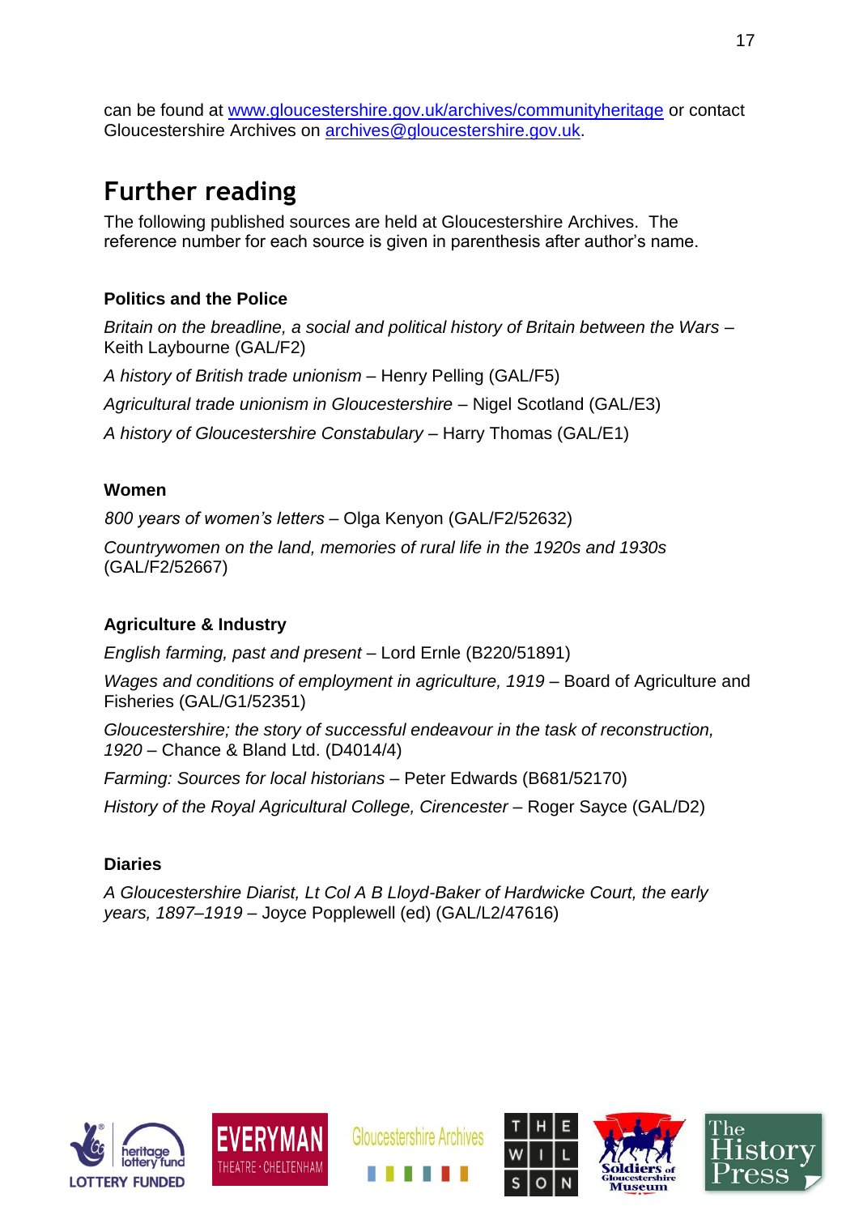can be found at [www.gloucestershire.gov.uk/archives/communityheritage](http://www.gloucestershire.gov.uk/archives/communityheritage) or contact Gloucestershire Archives on [archives@gloucestershire.gov.uk](mailto:archives@gloucestershire.gov.uk).

## Further reading

The following published sources are held at Gloucestershire Archives. The reference number for each source is given in parenthesis after author's name.

### Politics and the Police

*Britain on the breadline, a social and political history of Britain between the Wars* – Keith Laybourne (GAL/F2)

*A history of British trade unionism* – Henry Pelling (GAL/F5)

*Agricultural trade unionism in Gloucestershire* – Nigel Scotland (GAL/E3)

*A history of Gloucestershire Constabulary* – Harry Thomas (GAL/E1)

### Women

*800 years of women's letters* – Olga Kenyon (GAL/F2/52632)

*Countrywomen on the land, memories of rural life in the 1920s and 1930s* (GAL/F2/52667)

### Agriculture & Industry

*English farming, past and present* – Lord Ernle (B220/51891)

*Wages and conditions of employment in agriculture, 1919* – Board of Agriculture and Fisheries (GAL/G1/52351)

*Gloucestershire; the story of successful endeavour in the task of reconstruction, 1920* – Chance & Bland Ltd. (D4014/4)

*Farming: Sources for local historians* – Peter Edwards (B681/52170)

*History of the Royal Agricultural College, Cirencester* – Roger Sayce (GAL/D2)

### Diaries

*A Gloucestershire Diarist, Lt Col A B Lloyd-Baker of Hardwicke Court, the early years, 1897–1919* – Joyce Popplewell (ed) (GAL/L2/47616)